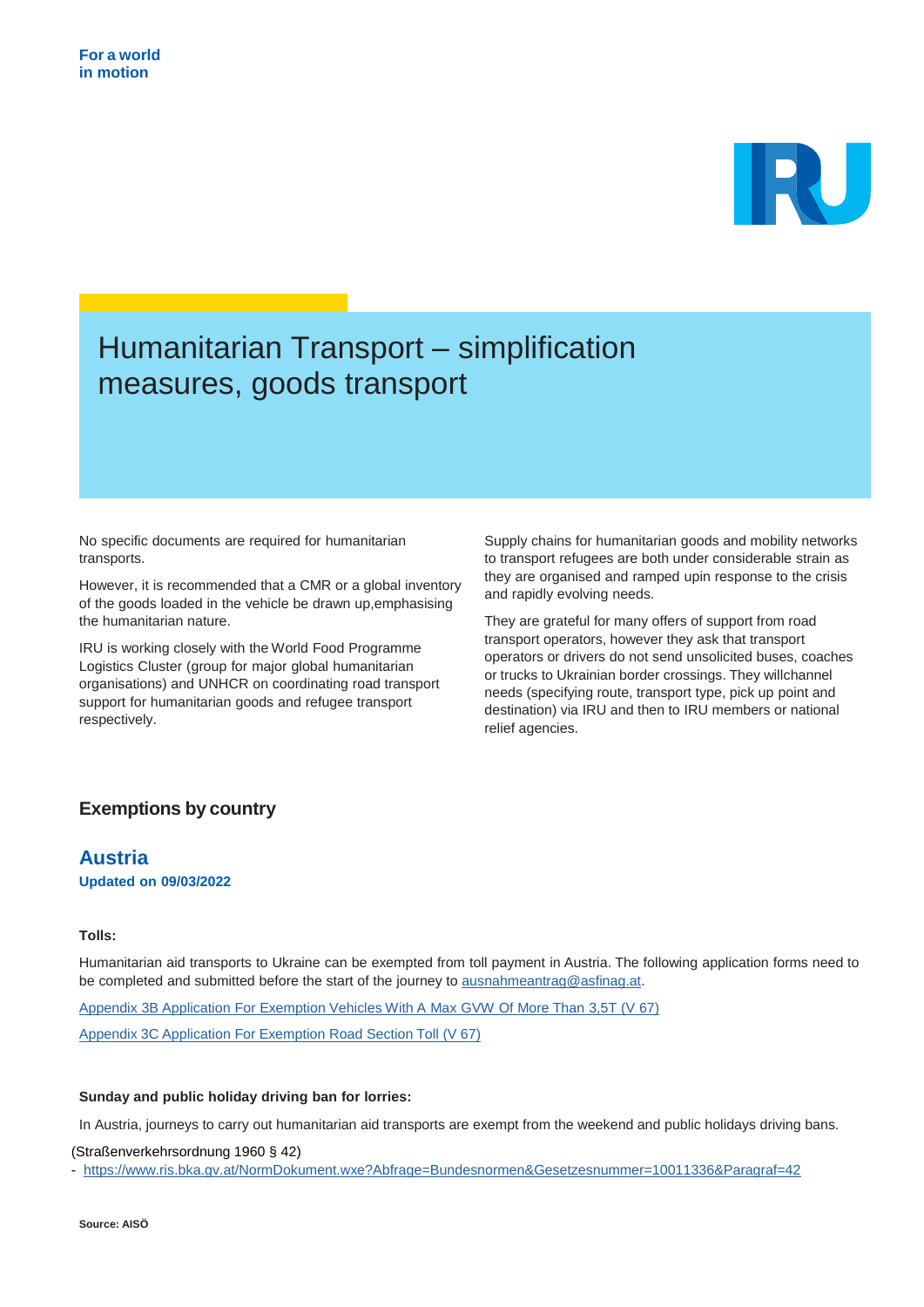For a world
in motion

# Humanitarian Transport – simplification measures, goods transport

No specific documents are required for humanitarian transports.

However, it is recommended that a CMR or a global inventory of the goods loaded in the vehicle be drawn up,emphasising the humanitarian nature.

IRU is working closely with the World Food Programme Logistics Cluster (group for major global humanitarian organisations) and UNHCR on coordinating road transport support for humanitarian goods and refugee transport respectively.

Supply chains for humanitarian goods and mobility networks to transport refugees are both under considerable strain as they are organised and ramped upin response to the crisis and rapidly evolving needs.

They are grateful for many offers of support from road transport operators, however they ask that transport operators or drivers do not send unsolicited buses, coaches or trucks to Ukrainian border crossings. They willchannel needs (specifying route, transport type, pick up point and destination) via IRU and then to IRU members or national relief agencies.

## Exemptions by country

### Austria

**Updated on 09/03/2022**

**Tolls:**

Humanitarian aid transports to Ukraine can be exempted from toll payment in Austria. The following application forms need to be completed and submitted before the start of the journey to ausnahmeantrag@asfinag.at.

Appendix 3B Application For Exemption Vehicles With A Max GVW Of More Than 3,5T (V 67)

Appendix 3C Application For Exemption Road Section Toll (V 67)

**Sunday and public holiday driving ban for lorries:**

In Austria, journeys to carry out humanitarian aid transports are exempt from the weekend and public holidays driving bans.

(Straßenverkehrsordnung 1960 § 42)

- https://www.ris.bka.gv.at/NormDokument.wxe?Abfrage=Bundesnormen&Gesetzesnummer=10011336&Paragraf=42

**Source: AISÖ**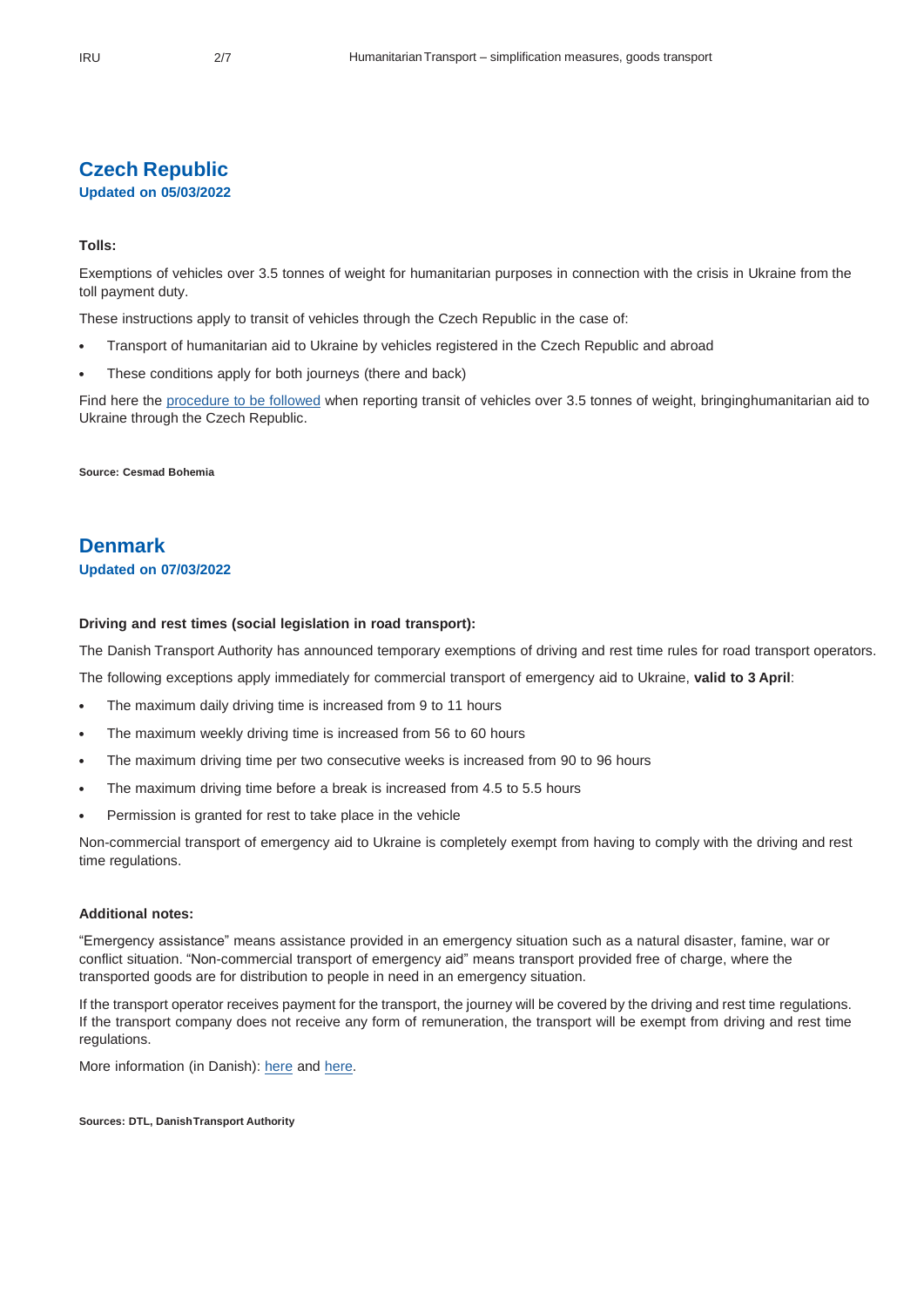## Czech Republic

**Updated on 05/03/2022**

**Tolls:**

Exemptions of vehicles over 3.5 tonnes of weight for humanitarian purposes in connection with the crisis in Ukraine from the toll payment duty.

These instructions apply to transit of vehicles through the Czech Republic in the case of:

- Transport of humanitarian aid to Ukraine by vehicles registered in the Czech Republic and abroad
- These conditions apply for both journeys (there and back)

Find here the procedure to be followed when reporting transit of vehicles over 3.5 tonnes of weight, bringinghumanitarian aid to Ukraine through the Czech Republic.

**Source: Cesmad Bohemia**

## Denmark

**Updated on 07/03/2022**

**Driving and rest times (social legislation in road transport):**

The Danish Transport Authority has announced temporary exemptions of driving and rest time rules for road transport operators.

The following exceptions apply immediately for commercial transport of emergency aid to Ukraine, **valid to 3 April**:

- The maximum daily driving time is increased from 9 to 11 hours
- The maximum weekly driving time is increased from 56 to 60 hours
- The maximum driving time per two consecutive weeks is increased from 90 to 96 hours
- The maximum driving time before a break is increased from 4.5 to 5.5 hours
- Permission is granted for rest to take place in the vehicle

Non-commercial transport of emergency aid to Ukraine is completely exempt from having to comply with the driving and rest time regulations.

**Additional notes:**

"Emergency assistance" means assistance provided in an emergency situation such as a natural disaster, famine, war or conflict situation. "Non-commercial transport of emergency aid" means transport provided free of charge, where the transported goods are for distribution to people in need in an emergency situation.

If the transport operator receives payment for the transport, the journey will be covered by the driving and rest time regulations. If the transport company does not receive any form of remuneration, the transport will be exempt from driving and rest time regulations.

More information (in Danish): here and here.

**Sources: DTL, DanishTransport Authority**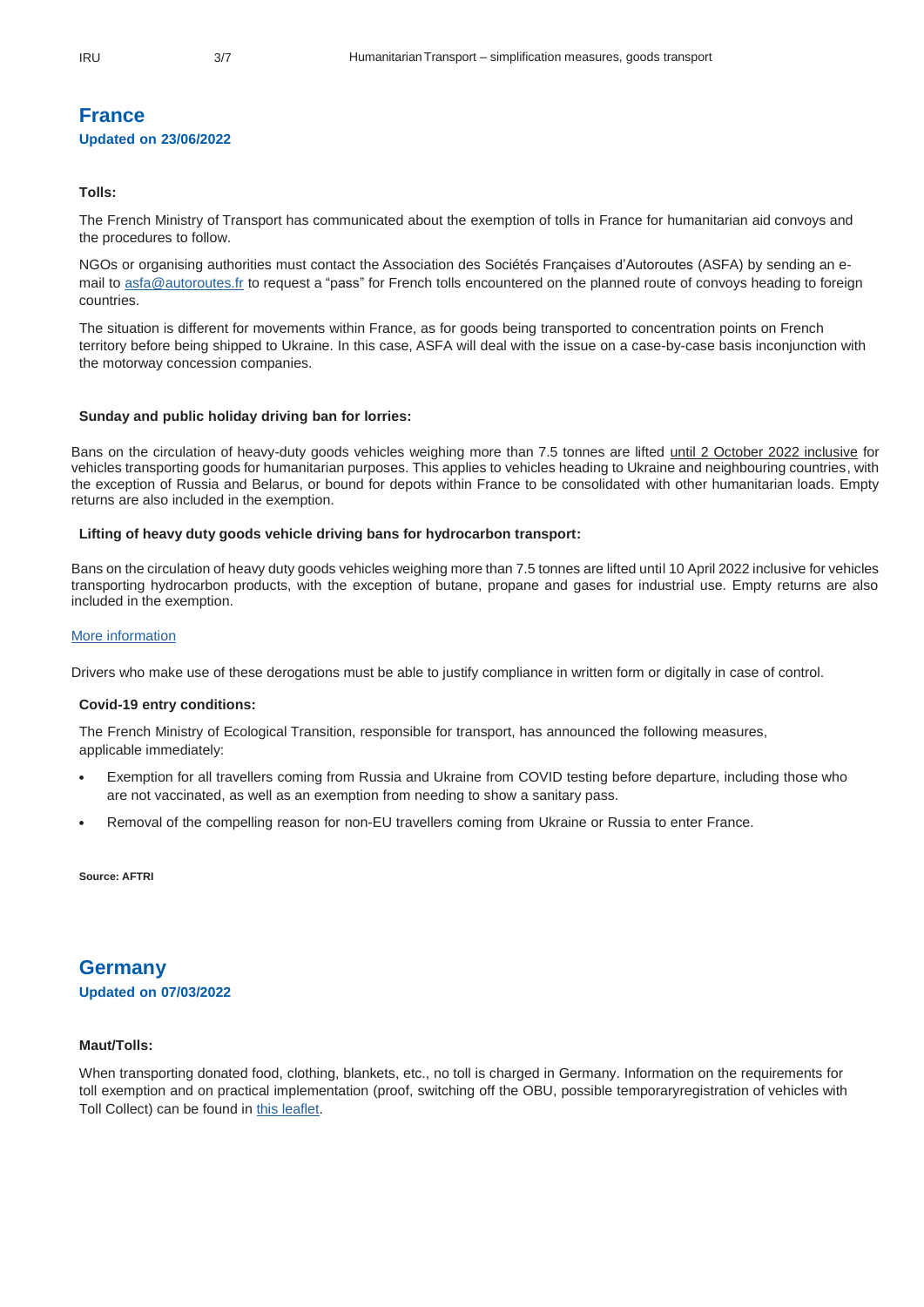## France

**Updated on 23/06/2022**

**Tolls:**

The French Ministry of Transport has communicated about the exemption of tolls in France for humanitarian aid convoys and the procedures to follow.

NGOs or organising authorities must contact the Association des Sociétés Françaises d'Autoroutes (ASFA) by sending an e-mail to asfa@autoroutes.fr to request a "pass" for French tolls encountered on the planned route of convoys heading to foreign countries.

The situation is different for movements within France, as for goods being transported to concentration points on French territory before being shipped to Ukraine. In this case, ASFA will deal with the issue on a case-by-case basis inconjunction with the motorway concession companies.

**Sunday and public holiday driving ban for lorries:**

Bans on the circulation of heavy-duty goods vehicles weighing more than 7.5 tonnes are lifted until 2 October 2022 inclusive for vehicles transporting goods for humanitarian purposes. This applies to vehicles heading to Ukraine and neighbouring countries, with the exception of Russia and Belarus, or bound for depots within France to be consolidated with other humanitarian loads. Empty returns are also included in the exemption.

**Lifting of heavy duty goods vehicle driving bans for hydrocarbon transport:**

Bans on the circulation of heavy duty goods vehicles weighing more than 7.5 tonnes are lifted until 10 April 2022 inclusive for vehicles transporting hydrocarbon products, with the exception of butane, propane and gases for industrial use. Empty returns are also included in the exemption.

More information

Drivers who make use of these derogations must be able to justify compliance in written form or digitally in case of control.

**Covid-19 entry conditions:**

The French Ministry of Ecological Transition, responsible for transport, has announced the following measures, applicable immediately:

- Exemption for all travellers coming from Russia and Ukraine from COVID testing before departure, including those who are not vaccinated, as well as an exemption from needing to show a sanitary pass.
- Removal of the compelling reason for non-EU travellers coming from Ukraine or Russia to enter France.

**Source: AFTRI**

## Germany

**Updated on 07/03/2022**

**Maut/Tolls:**

When transporting donated food, clothing, blankets, etc., no toll is charged in Germany. Information on the requirements for toll exemption and on practical implementation (proof, switching off the OBU, possible temporaryregistration of vehicles with Toll Collect) can be found in this leaflet.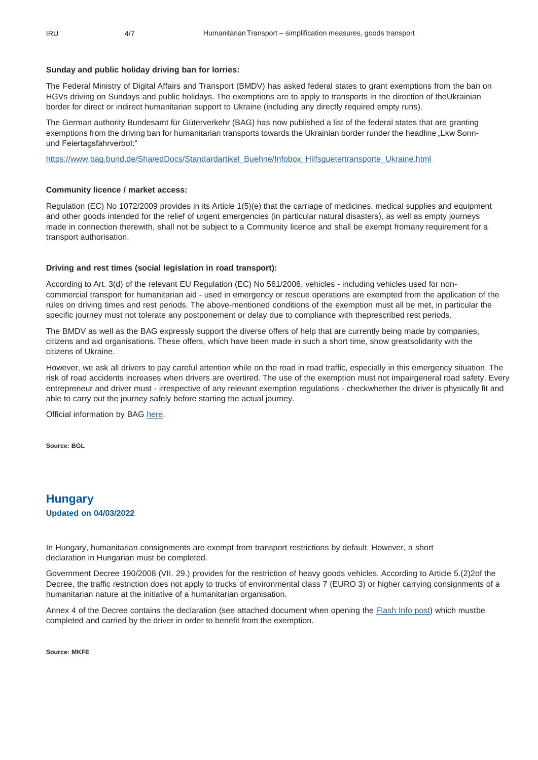**Sunday and public holiday driving ban for lorries:**

The Federal Ministry of Digital Affairs and Transport (BMDV) has asked federal states to grant exemptions from the ban on HGVs driving on Sundays and public holidays. The exemptions are to apply to transports in the direction of theUkrainian border for direct or indirect humanitarian support to Ukraine (including any directly required empty runs).

The German authority Bundesamt für Güterverkehr (BAG) has now published a list of the federal states that are granting exemptions from the driving ban for humanitarian transports towards the Ukrainian border runder the headline „Lkw Sonn- und Feiertagsfahrverbot:"

https://www.bag.bund.de/SharedDocs/Standardartikel_Buehne/Infobox_Hilfsguetertransporte_Ukraine.html

**Community licence / market access:**

Regulation (EC) No 1072/2009 provides in its Article 1(5)(e) that the carriage of medicines, medical supplies and equipment and other goods intended for the relief of urgent emergencies (in particular natural disasters), as well as empty journeys made in connection therewith, shall not be subject to a Community licence and shall be exempt fromany requirement for a transport authorisation.

**Driving and rest times (social legislation in road transport):**

According to Art. 3(d) of the relevant EU Regulation (EC) No 561/2006, vehicles - including vehicles used for non-commercial transport for humanitarian aid - used in emergency or rescue operations are exempted from the application of the rules on driving times and rest periods. The above-mentioned conditions of the exemption must all be met, in particular the specific journey must not tolerate any postponement or delay due to compliance with theprescribed rest periods.

The BMDV as well as the BAG expressly support the diverse offers of help that are currently being made by companies, citizens and aid organisations. These offers, which have been made in such a short time, show greatsolidarity with the citizens of Ukraine.

However, we ask all drivers to pay careful attention while on the road in road traffic, especially in this emergency situation. The risk of road accidents increases when drivers are overtired. The use of the exemption must not impairgeneral road safety. Every entrepreneur and driver must - irrespective of any relevant exemption regulations - checkwhether the driver is physically fit and able to carry out the journey safely before starting the actual journey.

Official information by BAG here.

**Source: BGL**

## Hungary

**Updated on 04/03/2022**

In Hungary, humanitarian consignments are exempt from transport restrictions by default. However, a short declaration in Hungarian must be completed.

Government Decree 190/2008 (VII. 29.) provides for the restriction of heavy goods vehicles. According to Article 5.(2)2of the Decree, the traffic restriction does not apply to trucks of environmental class 7 (EURO 3) or higher carrying consignments of a humanitarian nature at the initiative of a humanitarian organisation.

Annex 4 of the Decree contains the declaration (see attached document when opening the Flash Info post) which mustbe completed and carried by the driver in order to benefit from the exemption.

**Source: MKFE**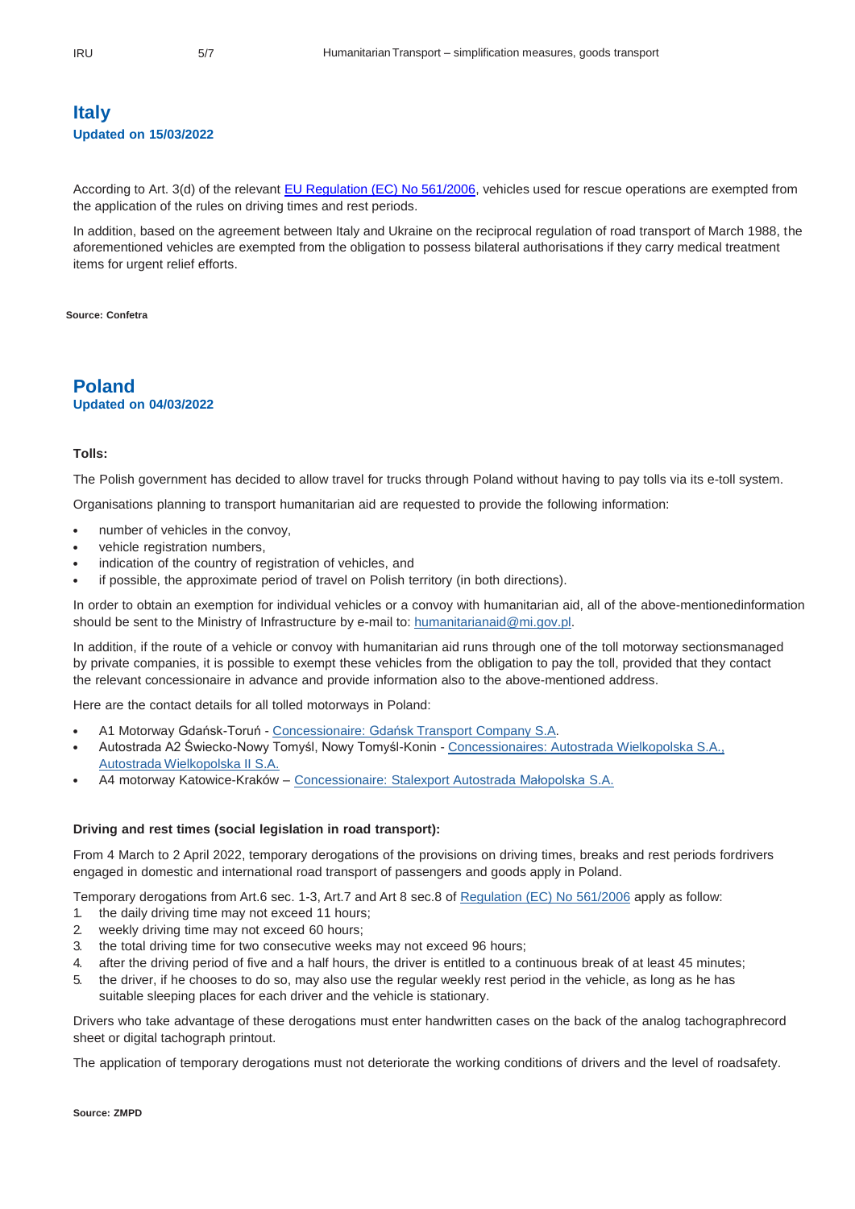## Italy

**Updated on 15/03/2022**

According to Art. 3(d) of the relevant EU Regulation (EC) No 561/2006, vehicles used for rescue operations are exempted from the application of the rules on driving times and rest periods.

In addition, based on the agreement between Italy and Ukraine on the reciprocal regulation of road transport of March 1988, the aforementioned vehicles are exempted from the obligation to possess bilateral authorisations if they carry medical treatment items for urgent relief efforts.

**Source: Confetra**

## Poland

**Updated on 04/03/2022**

**Tolls:**

The Polish government has decided to allow travel for trucks through Poland without having to pay tolls via its e-toll system.

Organisations planning to transport humanitarian aid are requested to provide the following information:

- number of vehicles in the convoy,
- vehicle registration numbers,
- indication of the country of registration of vehicles, and
- if possible, the approximate period of travel on Polish territory (in both directions).

In order to obtain an exemption for individual vehicles or a convoy with humanitarian aid, all of the above-mentionedinformation should be sent to the Ministry of Infrastructure by e-mail to: humanitarianaid@mi.gov.pl.

In addition, if the route of a vehicle or convoy with humanitarian aid runs through one of the toll motorway sectionsmanaged by private companies, it is possible to exempt these vehicles from the obligation to pay the toll, provided that they contact the relevant concessionaire in advance and provide information also to the above-mentioned address.

Here are the contact details for all tolled motorways in Poland:

- A1 Motorway Gdańsk-Toruń - Concessionaire: Gdańsk Transport Company S.A.
- Autostrada A2 Świecko-Nowy Tomyśl, Nowy Tomyśl-Konin - Concessionaires: Autostrada Wielkopolska S.A., Autostrada Wielkopolska II S.A.
- A4 motorway Katowice-Kraków – Concessionaire: Stalexport Autostrada Małopolska S.A.

**Driving and rest times (social legislation in road transport):**

From 4 March to 2 April 2022, temporary derogations of the provisions on driving times, breaks and rest periods fordrivers engaged in domestic and international road transport of passengers and goods apply in Poland.

Temporary derogations from Art.6 sec. 1-3, Art.7 and Art 8 sec.8 of Regulation (EC) No 561/2006 apply as follow:

1. the daily driving time may not exceed 11 hours;
2. weekly driving time may not exceed 60 hours;
3. the total driving time for two consecutive weeks may not exceed 96 hours;
4. after the driving period of five and a half hours, the driver is entitled to a continuous break of at least 45 minutes;
5. the driver, if he chooses to do so, may also use the regular weekly rest period in the vehicle, as long as he has suitable sleeping places for each driver and the vehicle is stationary.

Drivers who take advantage of these derogations must enter handwritten cases on the back of the analog tachographrecord sheet or digital tachograph printout.

The application of temporary derogations must not deteriorate the working conditions of drivers and the level of roadsafety.

**Source: ZMPD**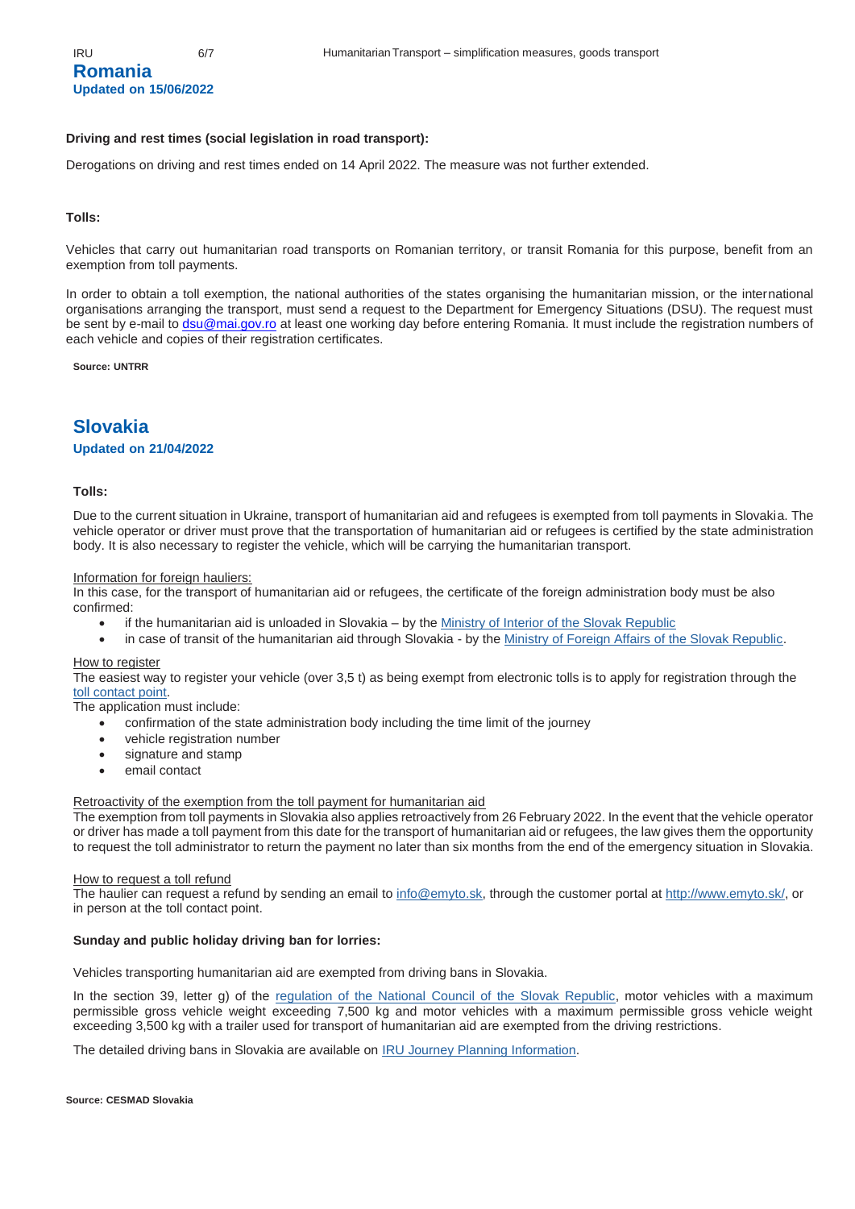## Romania

**Updated on 15/06/2022**

**Driving and rest times (social legislation in road transport):**

Derogations on driving and rest times ended on 14 April 2022. The measure was not further extended.

**Tolls:**

Vehicles that carry out humanitarian road transports on Romanian territory, or transit Romania for this purpose, benefit from an exemption from toll payments.

In order to obtain a toll exemption, the national authorities of the states organising the humanitarian mission, or the international organisations arranging the transport, must send a request to the Department for Emergency Situations (DSU). The request must be sent by e-mail to dsu@mai.gov.ro at least one working day before entering Romania. It must include the registration numbers of each vehicle and copies of their registration certificates.

**Source: UNTRR**

## Slovakia

**Updated on 21/04/2022**

**Tolls:**

Due to the current situation in Ukraine, transport of humanitarian aid and refugees is exempted from toll payments in Slovakia. The vehicle operator or driver must prove that the transportation of humanitarian aid or refugees is certified by the state administration body. It is also necessary to register the vehicle, which will be carrying the humanitarian transport.

Information for foreign hauliers:

In this case, for the transport of humanitarian aid or refugees, the certificate of the foreign administration body must be also confirmed:

- if the humanitarian aid is unloaded in Slovakia – by the Ministry of Interior of the Slovak Republic
- in case of transit of the humanitarian aid through Slovakia - by the Ministry of Foreign Affairs of the Slovak Republic.

How to register

The easiest way to register your vehicle (over 3,5 t) as being exempt from electronic tolls is to apply for registration through the toll contact point.

The application must include:

- confirmation of the state administration body including the time limit of the journey
- vehicle registration number
- signature and stamp
- email contact

Retroactivity of the exemption from the toll payment for humanitarian aid

The exemption from toll payments in Slovakia also applies retroactively from 26 February 2022. In the event that the vehicle operator or driver has made a toll payment from this date for the transport of humanitarian aid or refugees, the law gives them the opportunity to request the toll administrator to return the payment no later than six months from the end of the emergency situation in Slovakia.

How to request a toll refund

The haulier can request a refund by sending an email to info@emyto.sk, through the customer portal at http://www.emyto.sk/, or in person at the toll contact point.

**Sunday and public holiday driving ban for lorries:**

Vehicles transporting humanitarian aid are exempted from driving bans in Slovakia.

In the section 39, letter g) of the regulation of the National Council of the Slovak Republic, motor vehicles with a maximum permissible gross vehicle weight exceeding 7,500 kg and motor vehicles with a maximum permissible gross vehicle weight exceeding 3,500 kg with a trailer used for transport of humanitarian aid are exempted from the driving restrictions.

The detailed driving bans in Slovakia are available on IRU Journey Planning Information.

**Source: CESMAD Slovakia**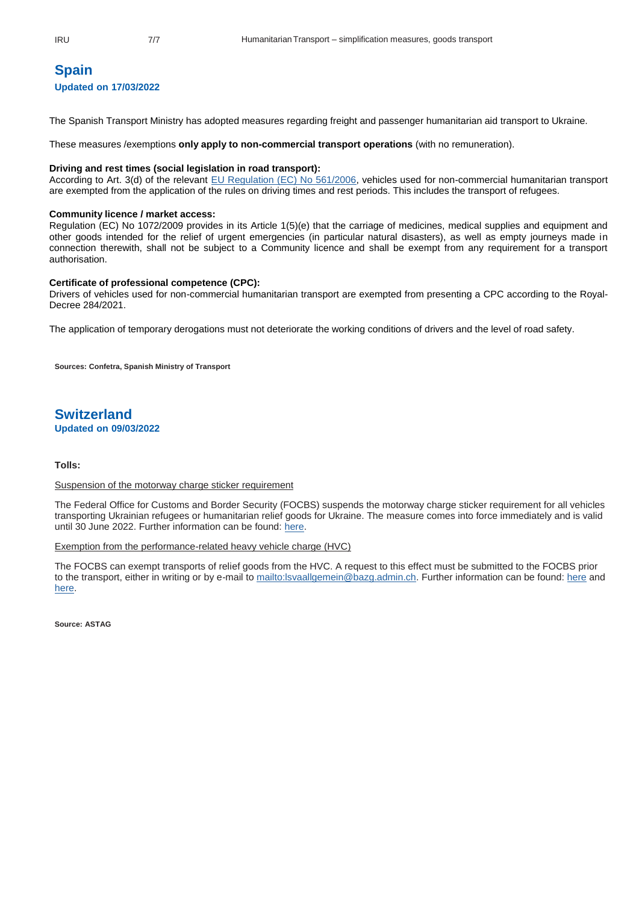## Spain

**Updated on 17/03/2022**

The Spanish Transport Ministry has adopted measures regarding freight and passenger humanitarian aid transport to Ukraine.

These measures /exemptions **only apply to non-commercial transport operations** (with no remuneration).

**Driving and rest times (social legislation in road transport):**
According to Art. 3(d) of the relevant EU Regulation (EC) No 561/2006, vehicles used for non-commercial humanitarian transport are exempted from the application of the rules on driving times and rest periods. This includes the transport of refugees.

**Community licence / market access:**
Regulation (EC) No 1072/2009 provides in its Article 1(5)(e) that the carriage of medicines, medical supplies and equipment and other goods intended for the relief of urgent emergencies (in particular natural disasters), as well as empty journeys made in connection therewith, shall not be subject to a Community licence and shall be exempt from any requirement for a transport authorisation.

**Certificate of professional competence (CPC):**
Drivers of vehicles used for non-commercial humanitarian transport are exempted from presenting a CPC according to the Royal-Decree 284/2021.

The application of temporary derogations must not deteriorate the working conditions of drivers and the level of road safety.

**Sources: Confetra, Spanish Ministry of Transport**

## Switzerland

**Updated on 09/03/2022**

**Tolls:**

Suspension of the motorway charge sticker requirement

The Federal Office for Customs and Border Security (FOCBS) suspends the motorway charge sticker requirement for all vehicles transporting Ukrainian refugees or humanitarian relief goods for Ukraine. The measure comes into force immediately and is valid until 30 June 2022. Further information can be found: here.

Exemption from the performance-related heavy vehicle charge (HVC)

The FOCBS can exempt transports of relief goods from the HVC. A request to this effect must be submitted to the FOCBS prior to the transport, either in writing or by e-mail to mailto:lsvaallgemein@bazg.admin.ch. Further information can be found: here and here.

**Source: ASTAG**